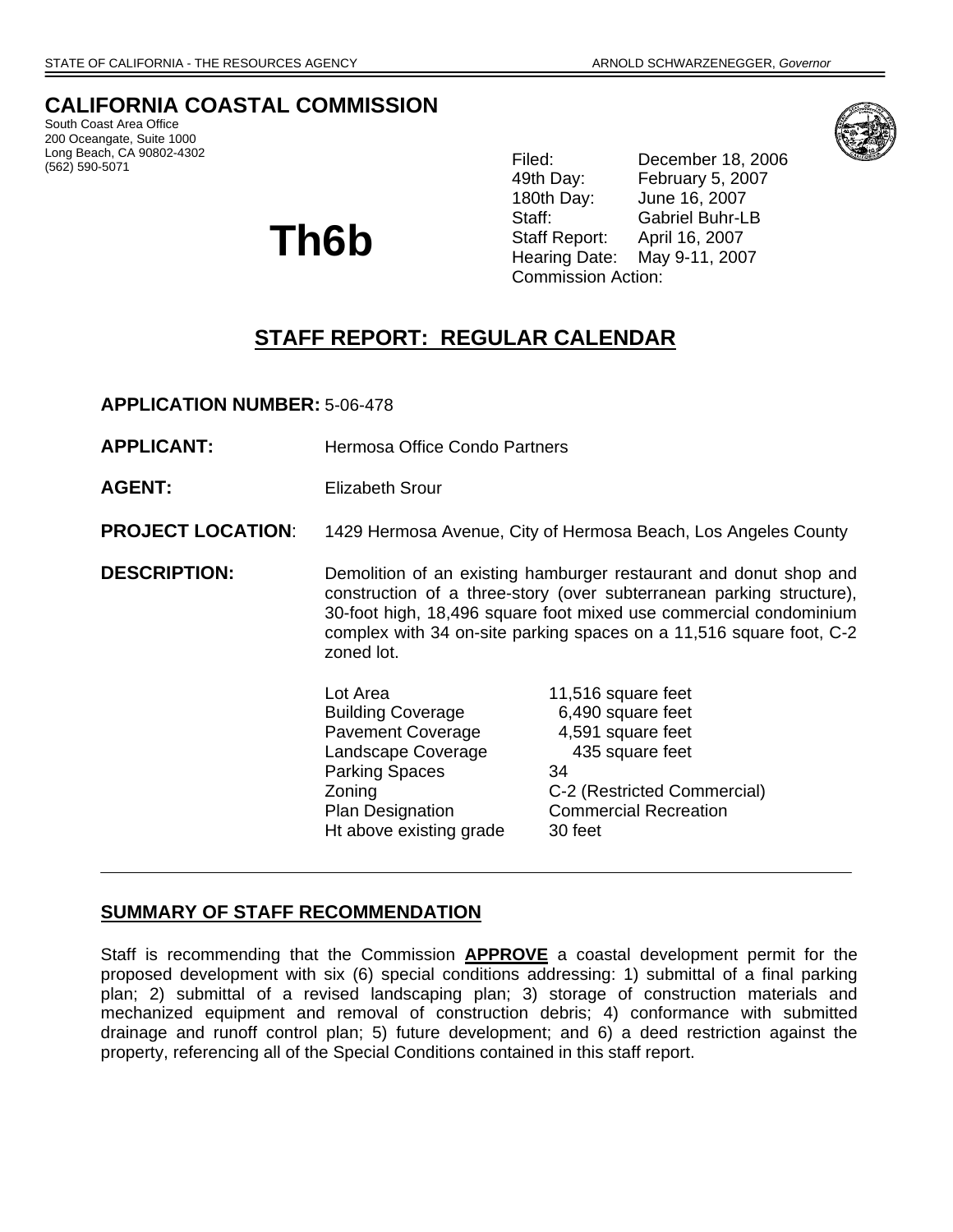STATE OF CALIFORNIA - THE RESOURCES AGENCY — ARNOLD SCHWARZENEGGER, *Governor*

## CALIFORNIA COASTAL COMMISSION

South Coast Area Office
200 Oceangate, Suite 1000
Long Beach, CA 90802-4302
(562) 590-5071

# Th6b

| | |
|---|---|
| Filed: | December 18, 2006 |
| 49th Day: | February 5, 2007 |
| 180th Day: | June 16, 2007 |
| Staff: | Gabriel Buhr-LB |
| Staff Report: | April 16, 2007 |
| Hearing Date: | May 9-11, 2007 |
| Commission Action: | |

## STAFF REPORT: REGULAR CALENDAR

**APPLICATION NUMBER:** 5-06-478

**APPLICANT:** Hermosa Office Condo Partners

**AGENT:** Elizabeth Srour

**PROJECT LOCATION**: 1429 Hermosa Avenue, City of Hermosa Beach, Los Angeles County

**DESCRIPTION:** Demolition of an existing hamburger restaurant and donut shop and construction of a three-story (over subterranean parking structure), 30-foot high, 18,496 square foot mixed use commercial condominium complex with 34 on-site parking spaces on a 11,516 square foot, C-2 zoned lot.

| | |
|---|---|
| Lot Area | 11,516 square feet |
| Building Coverage | 6,490 square feet |
| Pavement Coverage | 4,591 square feet |
| Landscape Coverage | 435 square feet |
| Parking Spaces | 34 |
| Zoning | C-2 (Restricted Commercial) |
| Plan Designation | Commercial Recreation |
| Ht above existing grade | 30 feet |

---

### SUMMARY OF STAFF RECOMMENDATION

Staff is recommending that the Commission **APPROVE** a coastal development permit for the proposed development with six (6) special conditions addressing: 1) submittal of a final parking plan; 2) submittal of a revised landscaping plan; 3) storage of construction materials and mechanized equipment and removal of construction debris; 4) conformance with submitted drainage and runoff control plan; 5) future development; and 6) a deed restriction against the property, referencing all of the Special Conditions contained in this staff report.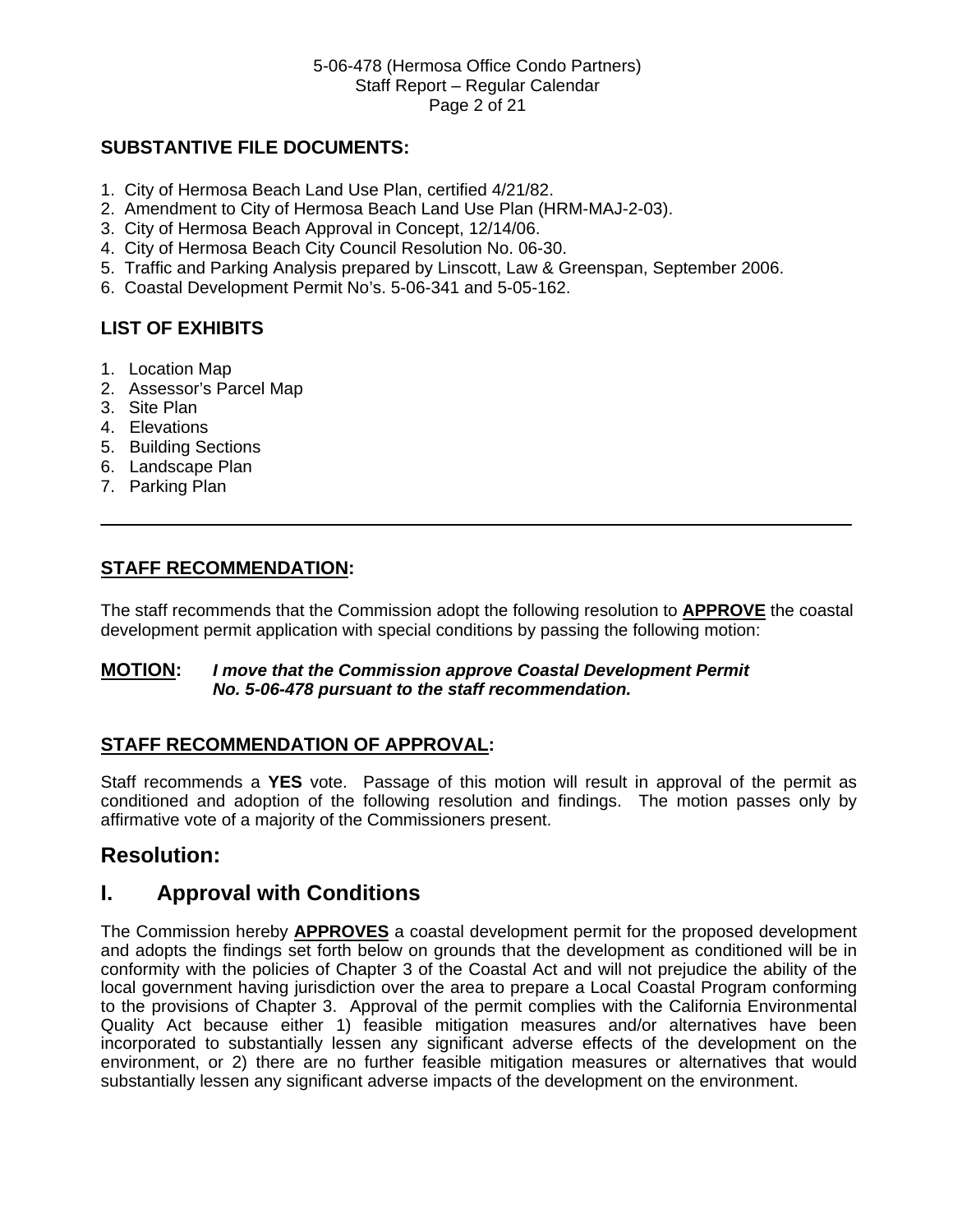**SUBSTANTIVE FILE DOCUMENTS:**

1. City of Hermosa Beach Land Use Plan, certified 4/21/82.
2. Amendment to City of Hermosa Beach Land Use Plan (HRM-MAJ-2-03).
3. City of Hermosa Beach Approval in Concept, 12/14/06.
4. City of Hermosa Beach City Council Resolution No. 06-30.
5. Traffic and Parking Analysis prepared by Linscott, Law & Greenspan, September 2006.
6. Coastal Development Permit No's. 5-06-341 and 5-05-162.

**LIST OF EXHIBITS**

1. Location Map
2. Assessor's Parcel Map
3. Site Plan
4. Elevations
5. Building Sections
6. Landscape Plan
7. Parking Plan

---

**STAFF RECOMMENDATION:**

The staff recommends that the Commission adopt the following resolution to **APPROVE** the coastal development permit application with special conditions by passing the following motion:

**MOTION:** ***I move that the Commission approve Coastal Development Permit No. 5-06-478 pursuant to the staff recommendation.***

**STAFF RECOMMENDATION OF APPROVAL:**

Staff recommends a **YES** vote. Passage of this motion will result in approval of the permit as conditioned and adoption of the following resolution and findings. The motion passes only by affirmative vote of a majority of the Commissioners present.

## Resolution:

## I. Approval with Conditions

The Commission hereby **APPROVES** a coastal development permit for the proposed development and adopts the findings set forth below on grounds that the development as conditioned will be in conformity with the policies of Chapter 3 of the Coastal Act and will not prejudice the ability of the local government having jurisdiction over the area to prepare a Local Coastal Program conforming to the provisions of Chapter 3. Approval of the permit complies with the California Environmental Quality Act because either 1) feasible mitigation measures and/or alternatives have been incorporated to substantially lessen any significant adverse effects of the development on the environment, or 2) there are no further feasible mitigation measures or alternatives that would substantially lessen any significant adverse impacts of the development on the environment.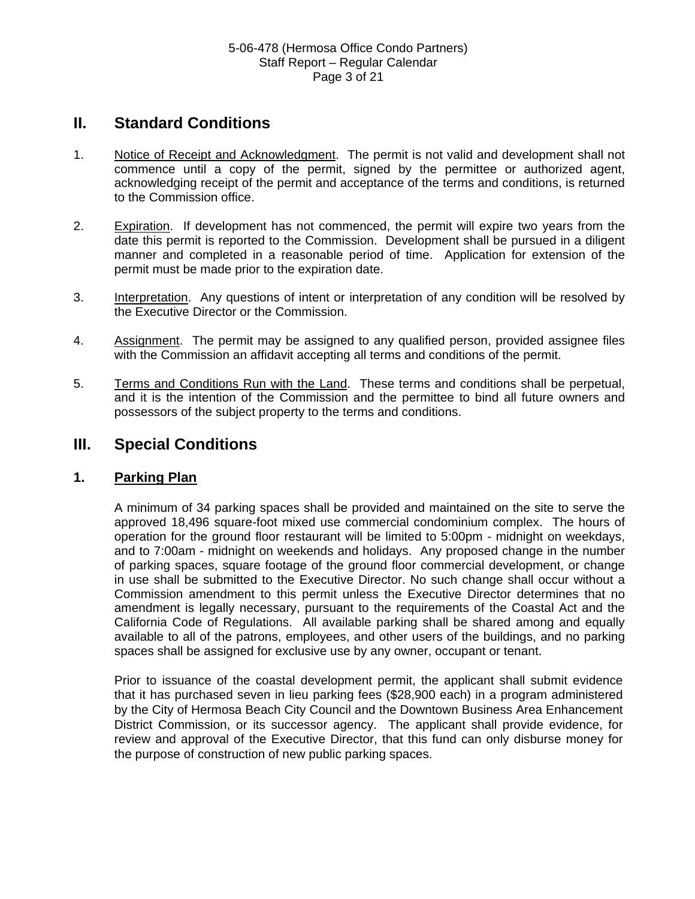## II. Standard Conditions

1. <u>Notice of Receipt and Acknowledgment</u>. The permit is not valid and development shall not commence until a copy of the permit, signed by the permittee or authorized agent, acknowledging receipt of the permit and acceptance of the terms and conditions, is returned to the Commission office.

2. <u>Expiration</u>. If development has not commenced, the permit will expire two years from the date this permit is reported to the Commission. Development shall be pursued in a diligent manner and completed in a reasonable period of time. Application for extension of the permit must be made prior to the expiration date.

3. <u>Interpretation</u>. Any questions of intent or interpretation of any condition will be resolved by the Executive Director or the Commission.

4. <u>Assignment</u>. The permit may be assigned to any qualified person, provided assignee files with the Commission an affidavit accepting all terms and conditions of the permit.

5. <u>Terms and Conditions Run with the Land</u>. These terms and conditions shall be perpetual, and it is the intention of the Commission and the permittee to bind all future owners and possessors of the subject property to the terms and conditions.

## III. Special Conditions

### 1. <u>Parking Plan</u>

A minimum of 34 parking spaces shall be provided and maintained on the site to serve the approved 18,496 square-foot mixed use commercial condominium complex. The hours of operation for the ground floor restaurant will be limited to 5:00pm - midnight on weekdays, and to 7:00am - midnight on weekends and holidays. Any proposed change in the number of parking spaces, square footage of the ground floor commercial development, or change in use shall be submitted to the Executive Director. No such change shall occur without a Commission amendment to this permit unless the Executive Director determines that no amendment is legally necessary, pursuant to the requirements of the Coastal Act and the California Code of Regulations. All available parking shall be shared among and equally available to all of the patrons, employees, and other users of the buildings, and no parking spaces shall be assigned for exclusive use by any owner, occupant or tenant.

Prior to issuance of the coastal development permit, the applicant shall submit evidence that it has purchased seven in lieu parking fees ($28,900 each) in a program administered by the City of Hermosa Beach City Council and the Downtown Business Area Enhancement District Commission, or its successor agency. The applicant shall provide evidence, for review and approval of the Executive Director, that this fund can only disburse money for the purpose of construction of new public parking spaces.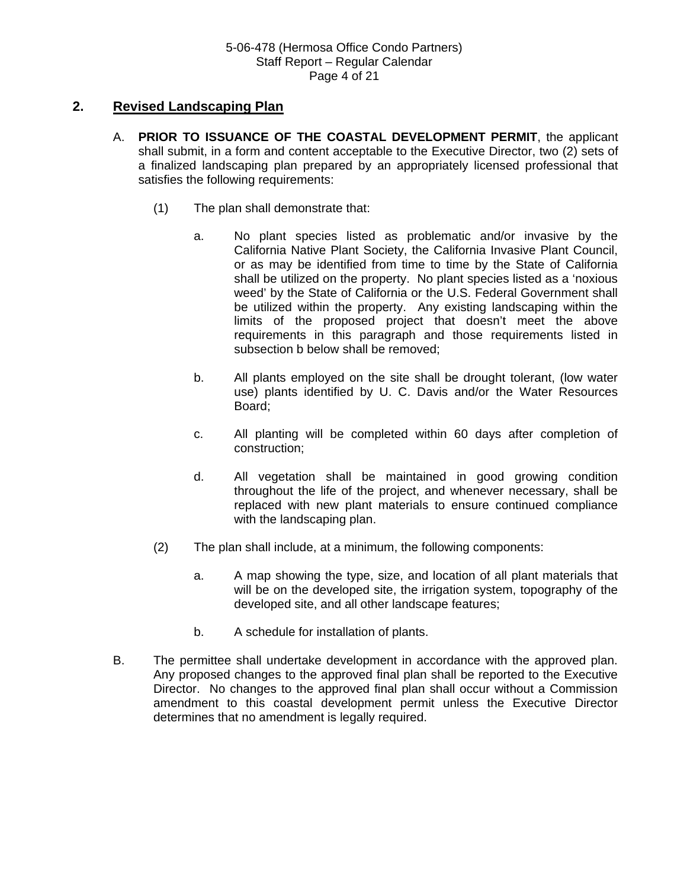## 2. Revised Landscaping Plan

A. **PRIOR TO ISSUANCE OF THE COASTAL DEVELOPMENT PERMIT**, the applicant shall submit, in a form and content acceptable to the Executive Director, two (2) sets of a finalized landscaping plan prepared by an appropriately licensed professional that satisfies the following requirements:

(1) The plan shall demonstrate that:

a. No plant species listed as problematic and/or invasive by the California Native Plant Society, the California Invasive Plant Council, or as may be identified from time to time by the State of California shall be utilized on the property. No plant species listed as a 'noxious weed' by the State of California or the U.S. Federal Government shall be utilized within the property. Any existing landscaping within the limits of the proposed project that doesn't meet the above requirements in this paragraph and those requirements listed in subsection b below shall be removed;

b. All plants employed on the site shall be drought tolerant, (low water use) plants identified by U. C. Davis and/or the Water Resources Board;

c. All planting will be completed within 60 days after completion of construction;

d. All vegetation shall be maintained in good growing condition throughout the life of the project, and whenever necessary, shall be replaced with new plant materials to ensure continued compliance with the landscaping plan.

(2) The plan shall include, at a minimum, the following components:

a. A map showing the type, size, and location of all plant materials that will be on the developed site, the irrigation system, topography of the developed site, and all other landscape features;

b. A schedule for installation of plants.

B. The permittee shall undertake development in accordance with the approved plan. Any proposed changes to the approved final plan shall be reported to the Executive Director. No changes to the approved final plan shall occur without a Commission amendment to this coastal development permit unless the Executive Director determines that no amendment is legally required.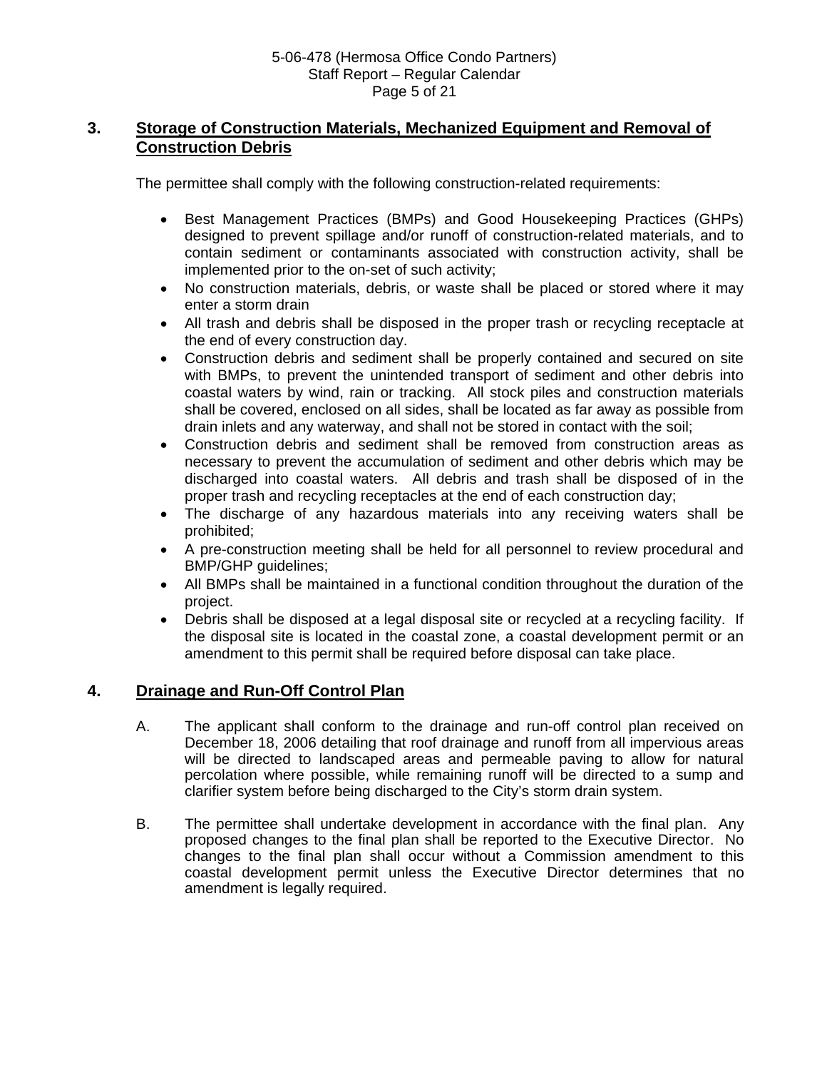### 3. Storage of Construction Materials, Mechanized Equipment and Removal of Construction Debris

The permittee shall comply with the following construction-related requirements:

- Best Management Practices (BMPs) and Good Housekeeping Practices (GHPs) designed to prevent spillage and/or runoff of construction-related materials, and to contain sediment or contaminants associated with construction activity, shall be implemented prior to the on-set of such activity;
- No construction materials, debris, or waste shall be placed or stored where it may enter a storm drain
- All trash and debris shall be disposed in the proper trash or recycling receptacle at the end of every construction day.
- Construction debris and sediment shall be properly contained and secured on site with BMPs, to prevent the unintended transport of sediment and other debris into coastal waters by wind, rain or tracking. All stock piles and construction materials shall be covered, enclosed on all sides, shall be located as far away as possible from drain inlets and any waterway, and shall not be stored in contact with the soil;
- Construction debris and sediment shall be removed from construction areas as necessary to prevent the accumulation of sediment and other debris which may be discharged into coastal waters. All debris and trash shall be disposed of in the proper trash and recycling receptacles at the end of each construction day;
- The discharge of any hazardous materials into any receiving waters shall be prohibited;
- A pre-construction meeting shall be held for all personnel to review procedural and BMP/GHP guidelines;
- All BMPs shall be maintained in a functional condition throughout the duration of the project.
- Debris shall be disposed at a legal disposal site or recycled at a recycling facility. If the disposal site is located in the coastal zone, a coastal development permit or an amendment to this permit shall be required before disposal can take place.

### 4. Drainage and Run-Off Control Plan

A. The applicant shall conform to the drainage and run-off control plan received on December 18, 2006 detailing that roof drainage and runoff from all impervious areas will be directed to landscaped areas and permeable paving to allow for natural percolation where possible, while remaining runoff will be directed to a sump and clarifier system before being discharged to the City's storm drain system.

B. The permittee shall undertake development in accordance with the final plan. Any proposed changes to the final plan shall be reported to the Executive Director. No changes to the final plan shall occur without a Commission amendment to this coastal development permit unless the Executive Director determines that no amendment is legally required.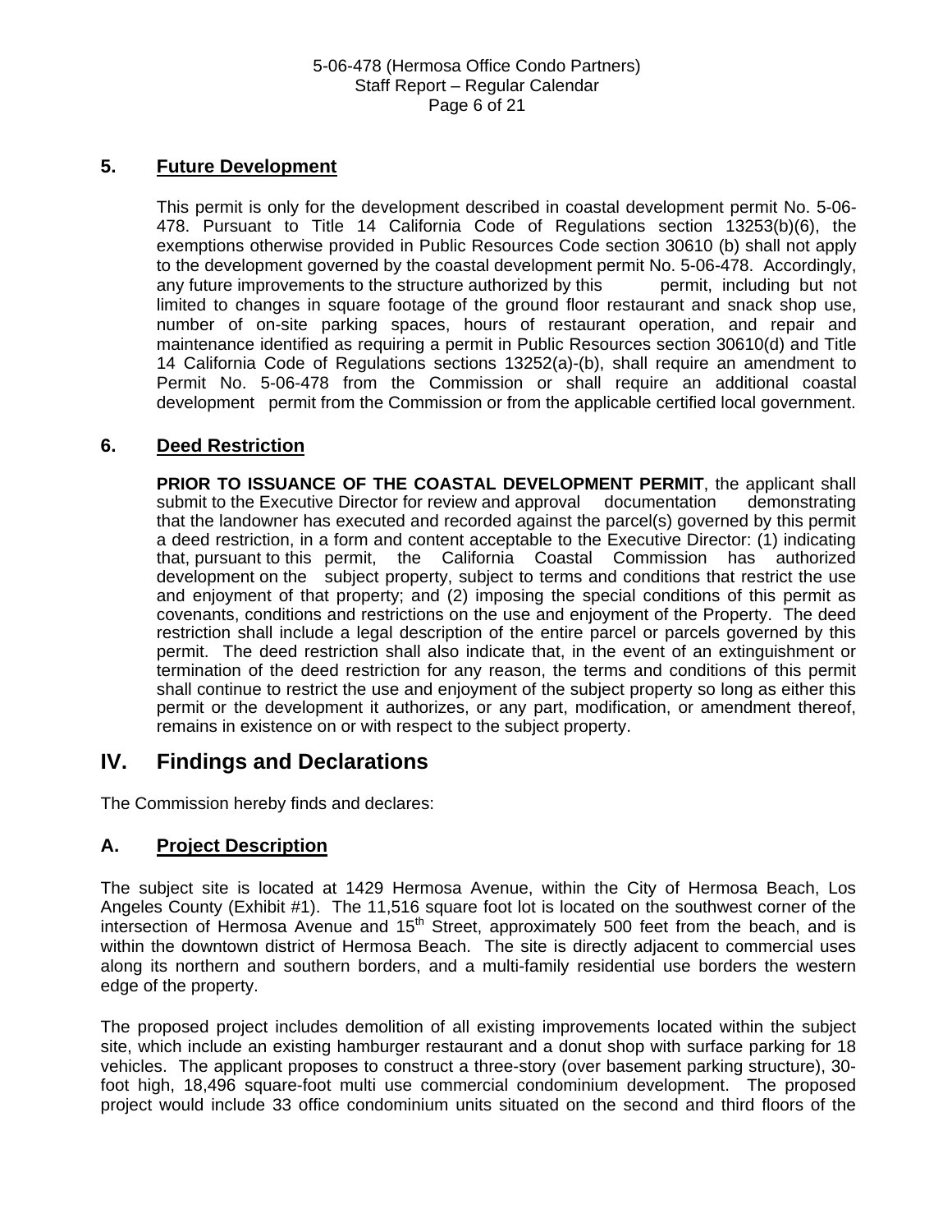### 5. Future Development

This permit is only for the development described in coastal development permit No. 5-06-478. Pursuant to Title 14 California Code of Regulations section 13253(b)(6), the exemptions otherwise provided in Public Resources Code section 30610 (b) shall not apply to the development governed by the coastal development permit No. 5-06-478. Accordingly, any future improvements to the structure authorized by this permit, including but not limited to changes in square footage of the ground floor restaurant and snack shop use, number of on-site parking spaces, hours of restaurant operation, and repair and maintenance identified as requiring a permit in Public Resources section 30610(d) and Title 14 California Code of Regulations sections 13252(a)-(b), shall require an amendment to Permit No. 5-06-478 from the Commission or shall require an additional coastal development permit from the Commission or from the applicable certified local government.

### 6. Deed Restriction

**PRIOR TO ISSUANCE OF THE COASTAL DEVELOPMENT PERMIT**, the applicant shall submit to the Executive Director for review and approval documentation demonstrating that the landowner has executed and recorded against the parcel(s) governed by this permit a deed restriction, in a form and content acceptable to the Executive Director: (1) indicating that, pursuant to this permit, the California Coastal Commission has authorized development on the subject property, subject to terms and conditions that restrict the use and enjoyment of that property; and (2) imposing the special conditions of this permit as covenants, conditions and restrictions on the use and enjoyment of the Property. The deed restriction shall include a legal description of the entire parcel or parcels governed by this permit. The deed restriction shall also indicate that, in the event of an extinguishment or termination of the deed restriction for any reason, the terms and conditions of this permit shall continue to restrict the use and enjoyment of the subject property so long as either this permit or the development it authorizes, or any part, modification, or amendment thereof, remains in existence on or with respect to the subject property.

## IV. Findings and Declarations

The Commission hereby finds and declares:

### A. Project Description

The subject site is located at 1429 Hermosa Avenue, within the City of Hermosa Beach, Los Angeles County (Exhibit #1). The 11,516 square foot lot is located on the southwest corner of the intersection of Hermosa Avenue and 15th Street, approximately 500 feet from the beach, and is within the downtown district of Hermosa Beach. The site is directly adjacent to commercial uses along its northern and southern borders, and a multi-family residential use borders the western edge of the property.

The proposed project includes demolition of all existing improvements located within the subject site, which include an existing hamburger restaurant and a donut shop with surface parking for 18 vehicles. The applicant proposes to construct a three-story (over basement parking structure), 30-foot high, 18,496 square-foot multi use commercial condominium development. The proposed project would include 33 office condominium units situated on the second and third floors of the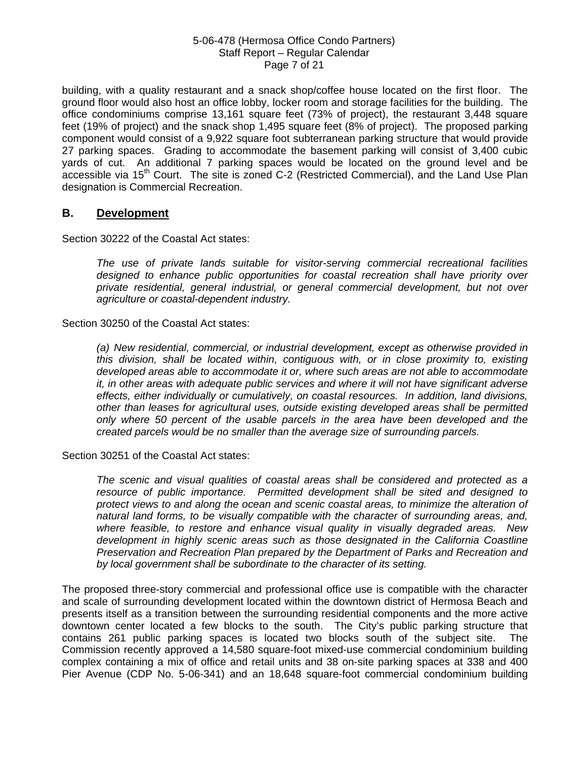building, with a quality restaurant and a snack shop/coffee house located on the first floor. The ground floor would also host an office lobby, locker room and storage facilities for the building. The office condominiums comprise 13,161 square feet (73% of project), the restaurant 3,448 square feet (19% of project) and the snack shop 1,495 square feet (8% of project). The proposed parking component would consist of a 9,922 square foot subterranean parking structure that would provide 27 parking spaces. Grading to accommodate the basement parking will consist of 3,400 cubic yards of cut. An additional 7 parking spaces would be located on the ground level and be accessible via 15th Court. The site is zoned C-2 (Restricted Commercial), and the Land Use Plan designation is Commercial Recreation.

## B. Development

Section 30222 of the Coastal Act states:

> *The use of private lands suitable for visitor-serving commercial recreational facilities designed to enhance public opportunities for coastal recreation shall have priority over private residential, general industrial, or general commercial development, but not over agriculture or coastal-dependent industry.*

Section 30250 of the Coastal Act states:

> *(a) New residential, commercial, or industrial development, except as otherwise provided in this division, shall be located within, contiguous with, or in close proximity to, existing developed areas able to accommodate it or, where such areas are not able to accommodate it, in other areas with adequate public services and where it will not have significant adverse effects, either individually or cumulatively, on coastal resources. In addition, land divisions, other than leases for agricultural uses, outside existing developed areas shall be permitted only where 50 percent of the usable parcels in the area have been developed and the created parcels would be no smaller than the average size of surrounding parcels.*

Section 30251 of the Coastal Act states:

> *The scenic and visual qualities of coastal areas shall be considered and protected as a resource of public importance. Permitted development shall be sited and designed to protect views to and along the ocean and scenic coastal areas, to minimize the alteration of natural land forms, to be visually compatible with the character of surrounding areas, and, where feasible, to restore and enhance visual quality in visually degraded areas. New development in highly scenic areas such as those designated in the California Coastline Preservation and Recreation Plan prepared by the Department of Parks and Recreation and by local government shall be subordinate to the character of its setting.*

The proposed three-story commercial and professional office use is compatible with the character and scale of surrounding development located within the downtown district of Hermosa Beach and presents itself as a transition between the surrounding residential components and the more active downtown center located a few blocks to the south. The City's public parking structure that contains 261 public parking spaces is located two blocks south of the subject site. The Commission recently approved a 14,580 square-foot mixed-use commercial condominium building complex containing a mix of office and retail units and 38 on-site parking spaces at 338 and 400 Pier Avenue (CDP No. 5-06-341) and an 18,648 square-foot commercial condominium building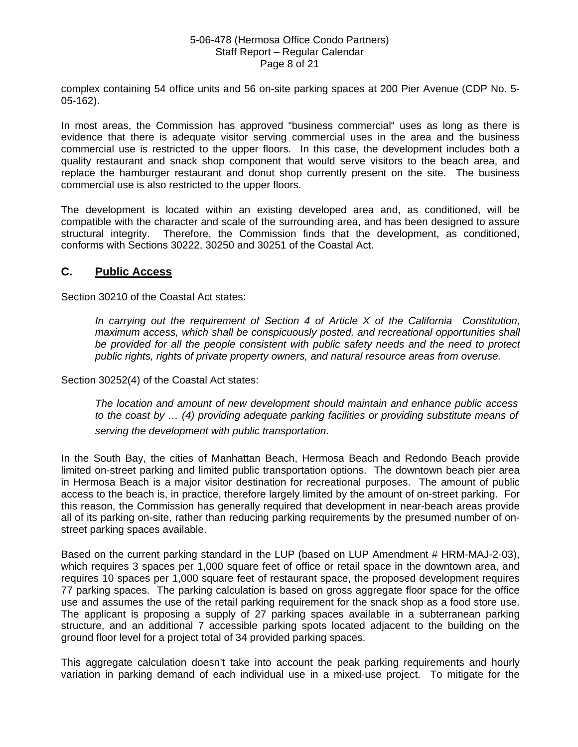complex containing 54 office units and 56 on-site parking spaces at 200 Pier Avenue (CDP No. 5-05-162).

In most areas, the Commission has approved "business commercial" uses as long as there is evidence that there is adequate visitor serving commercial uses in the area and the business commercial use is restricted to the upper floors. In this case, the development includes both a quality restaurant and snack shop component that would serve visitors to the beach area, and replace the hamburger restaurant and donut shop currently present on the site. The business commercial use is also restricted to the upper floors.

The development is located within an existing developed area and, as conditioned, will be compatible with the character and scale of the surrounding area, and has been designed to assure structural integrity. Therefore, the Commission finds that the development, as conditioned, conforms with Sections 30222, 30250 and 30251 of the Coastal Act.

## C. Public Access

Section 30210 of the Coastal Act states:

> *In carrying out the requirement of Section 4 of Article X of the California Constitution, maximum access, which shall be conspicuously posted, and recreational opportunities shall be provided for all the people consistent with public safety needs and the need to protect public rights, rights of private property owners, and natural resource areas from overuse.*

Section 30252(4) of the Coastal Act states:

> *The location and amount of new development should maintain and enhance public access to the coast by … (4) providing adequate parking facilities or providing substitute means of serving the development with public transportation.*

In the South Bay, the cities of Manhattan Beach, Hermosa Beach and Redondo Beach provide limited on-street parking and limited public transportation options. The downtown beach pier area in Hermosa Beach is a major visitor destination for recreational purposes. The amount of public access to the beach is, in practice, therefore largely limited by the amount of on-street parking. For this reason, the Commission has generally required that development in near-beach areas provide all of its parking on-site, rather than reducing parking requirements by the presumed number of on-street parking spaces available.

Based on the current parking standard in the LUP (based on LUP Amendment # HRM-MAJ-2-03), which requires 3 spaces per 1,000 square feet of office or retail space in the downtown area, and requires 10 spaces per 1,000 square feet of restaurant space, the proposed development requires 77 parking spaces. The parking calculation is based on gross aggregate floor space for the office use and assumes the use of the retail parking requirement for the snack shop as a food store use. The applicant is proposing a supply of 27 parking spaces available in a subterranean parking structure, and an additional 7 accessible parking spots located adjacent to the building on the ground floor level for a project total of 34 provided parking spaces.

This aggregate calculation doesn't take into account the peak parking requirements and hourly variation in parking demand of each individual use in a mixed-use project. To mitigate for the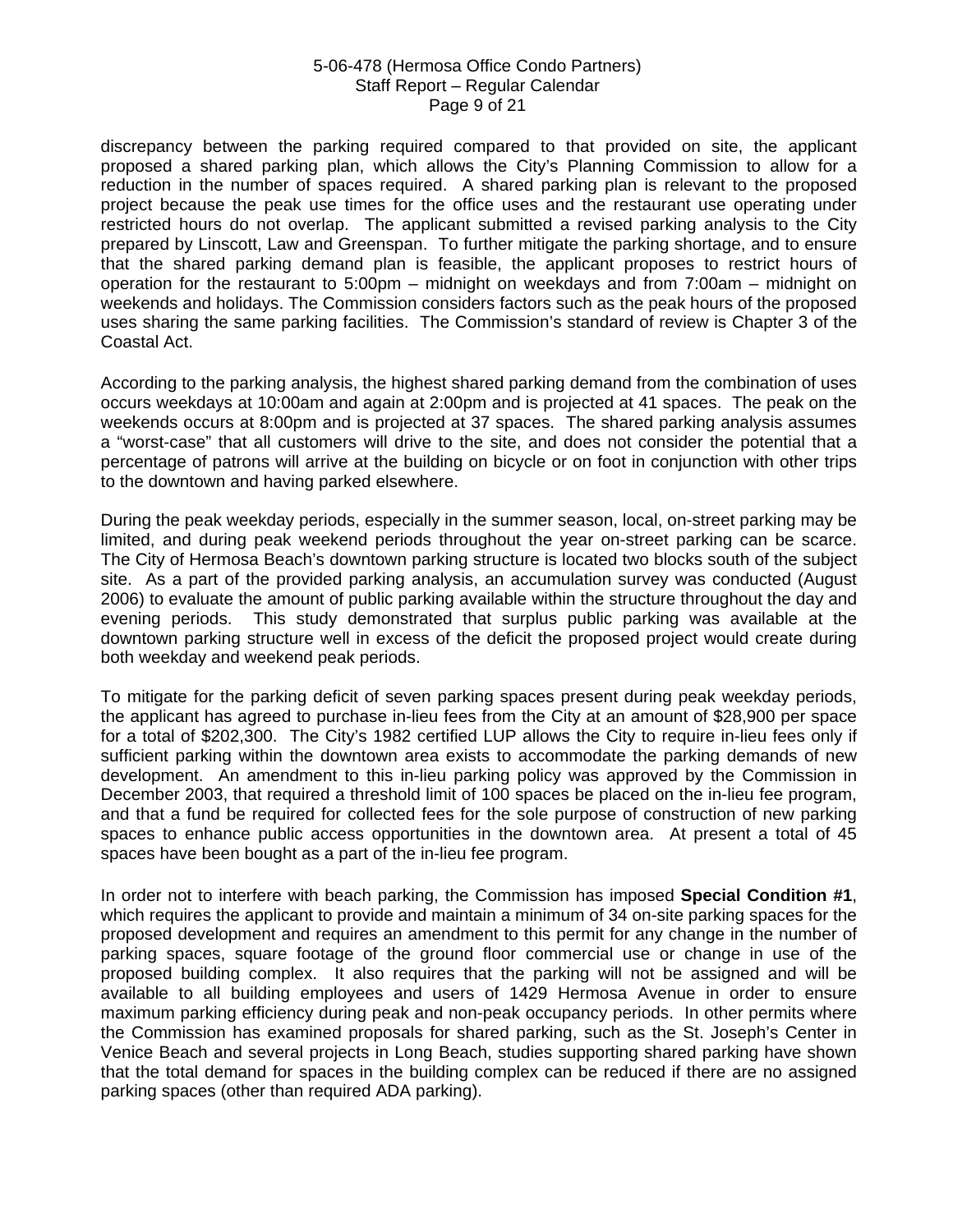discrepancy between the parking required compared to that provided on site, the applicant proposed a shared parking plan, which allows the City's Planning Commission to allow for a reduction in the number of spaces required. A shared parking plan is relevant to the proposed project because the peak use times for the office uses and the restaurant use operating under restricted hours do not overlap. The applicant submitted a revised parking analysis to the City prepared by Linscott, Law and Greenspan. To further mitigate the parking shortage, and to ensure that the shared parking demand plan is feasible, the applicant proposes to restrict hours of operation for the restaurant to 5:00pm – midnight on weekdays and from 7:00am – midnight on weekends and holidays. The Commission considers factors such as the peak hours of the proposed uses sharing the same parking facilities. The Commission's standard of review is Chapter 3 of the Coastal Act.

According to the parking analysis, the highest shared parking demand from the combination of uses occurs weekdays at 10:00am and again at 2:00pm and is projected at 41 spaces. The peak on the weekends occurs at 8:00pm and is projected at 37 spaces. The shared parking analysis assumes a "worst-case" that all customers will drive to the site, and does not consider the potential that a percentage of patrons will arrive at the building on bicycle or on foot in conjunction with other trips to the downtown and having parked elsewhere.

During the peak weekday periods, especially in the summer season, local, on-street parking may be limited, and during peak weekend periods throughout the year on-street parking can be scarce. The City of Hermosa Beach's downtown parking structure is located two blocks south of the subject site. As a part of the provided parking analysis, an accumulation survey was conducted (August 2006) to evaluate the amount of public parking available within the structure throughout the day and evening periods. This study demonstrated that surplus public parking was available at the downtown parking structure well in excess of the deficit the proposed project would create during both weekday and weekend peak periods.

To mitigate for the parking deficit of seven parking spaces present during peak weekday periods, the applicant has agreed to purchase in-lieu fees from the City at an amount of $28,900 per space for a total of $202,300. The City's 1982 certified LUP allows the City to require in-lieu fees only if sufficient parking within the downtown area exists to accommodate the parking demands of new development. An amendment to this in-lieu parking policy was approved by the Commission in December 2003, that required a threshold limit of 100 spaces be placed on the in-lieu fee program, and that a fund be required for collected fees for the sole purpose of construction of new parking spaces to enhance public access opportunities in the downtown area. At present a total of 45 spaces have been bought as a part of the in-lieu fee program.

In order not to interfere with beach parking, the Commission has imposed **Special Condition #1**, which requires the applicant to provide and maintain a minimum of 34 on-site parking spaces for the proposed development and requires an amendment to this permit for any change in the number of parking spaces, square footage of the ground floor commercial use or change in use of the proposed building complex. It also requires that the parking will not be assigned and will be available to all building employees and users of 1429 Hermosa Avenue in order to ensure maximum parking efficiency during peak and non-peak occupancy periods. In other permits where the Commission has examined proposals for shared parking, such as the St. Joseph's Center in Venice Beach and several projects in Long Beach, studies supporting shared parking have shown that the total demand for spaces in the building complex can be reduced if there are no assigned parking spaces (other than required ADA parking).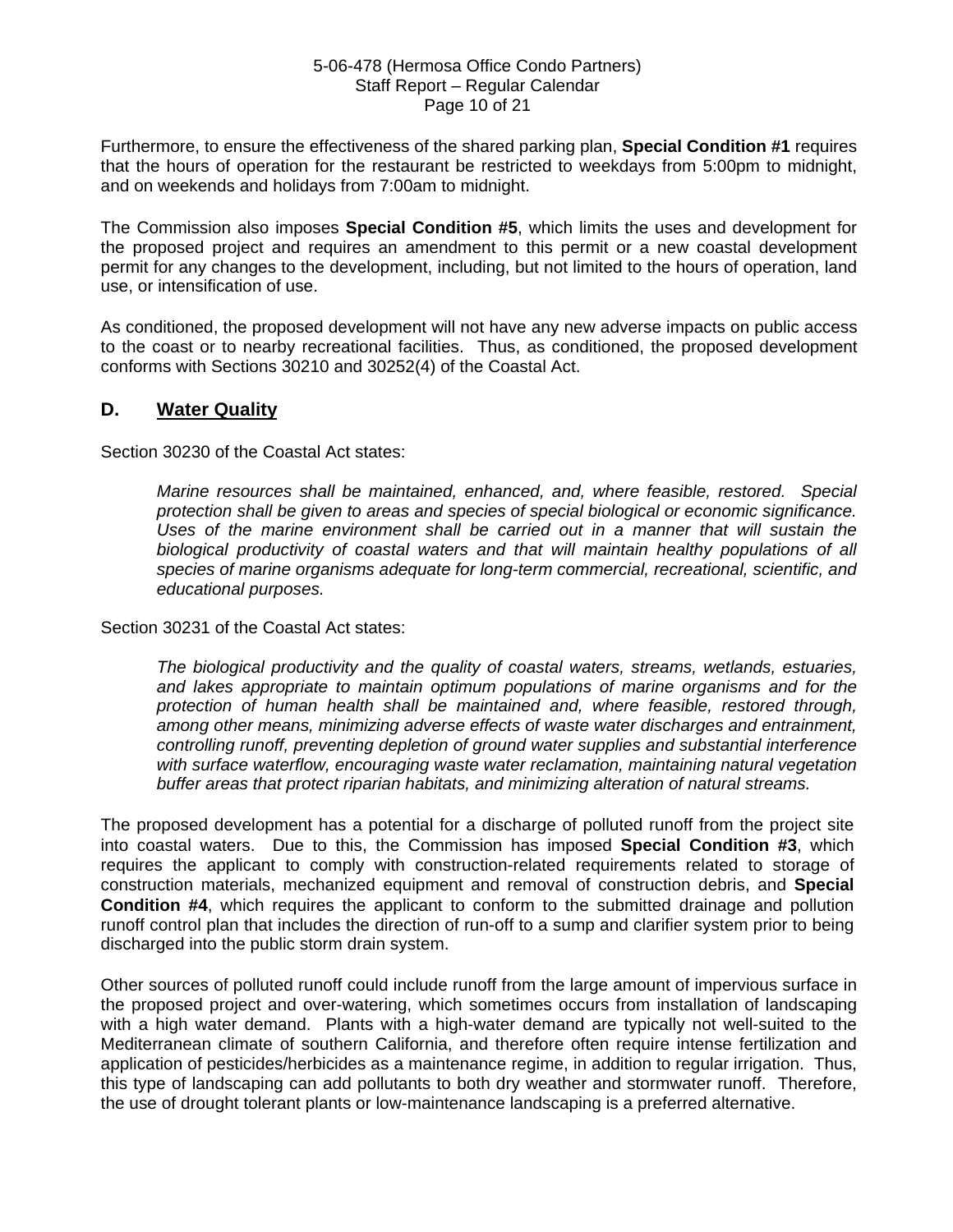Furthermore, to ensure the effectiveness of the shared parking plan, **Special Condition #1** requires that the hours of operation for the restaurant be restricted to weekdays from 5:00pm to midnight, and on weekends and holidays from 7:00am to midnight.

The Commission also imposes **Special Condition #5**, which limits the uses and development for the proposed project and requires an amendment to this permit or a new coastal development permit for any changes to the development, including, but not limited to the hours of operation, land use, or intensification of use.

As conditioned, the proposed development will not have any new adverse impacts on public access to the coast or to nearby recreational facilities. Thus, as conditioned, the proposed development conforms with Sections 30210 and 30252(4) of the Coastal Act.

## D. Water Quality

Section 30230 of the Coastal Act states:

> *Marine resources shall be maintained, enhanced, and, where feasible, restored. Special protection shall be given to areas and species of special biological or economic significance. Uses of the marine environment shall be carried out in a manner that will sustain the biological productivity of coastal waters and that will maintain healthy populations of all species of marine organisms adequate for long-term commercial, recreational, scientific, and educational purposes.*

Section 30231 of the Coastal Act states:

> *The biological productivity and the quality of coastal waters, streams, wetlands, estuaries, and lakes appropriate to maintain optimum populations of marine organisms and for the protection of human health shall be maintained and, where feasible, restored through, among other means, minimizing adverse effects of waste water discharges and entrainment, controlling runoff, preventing depletion of ground water supplies and substantial interference with surface waterflow, encouraging waste water reclamation, maintaining natural vegetation buffer areas that protect riparian habitats, and minimizing alteration of natural streams.*

The proposed development has a potential for a discharge of polluted runoff from the project site into coastal waters. Due to this, the Commission has imposed **Special Condition #3**, which requires the applicant to comply with construction-related requirements related to storage of construction materials, mechanized equipment and removal of construction debris, and **Special Condition #4**, which requires the applicant to conform to the submitted drainage and pollution runoff control plan that includes the direction of run-off to a sump and clarifier system prior to being discharged into the public storm drain system.

Other sources of polluted runoff could include runoff from the large amount of impervious surface in the proposed project and over-watering, which sometimes occurs from installation of landscaping with a high water demand. Plants with a high-water demand are typically not well-suited to the Mediterranean climate of southern California, and therefore often require intense fertilization and application of pesticides/herbicides as a maintenance regime, in addition to regular irrigation. Thus, this type of landscaping can add pollutants to both dry weather and stormwater runoff. Therefore, the use of drought tolerant plants or low-maintenance landscaping is a preferred alternative.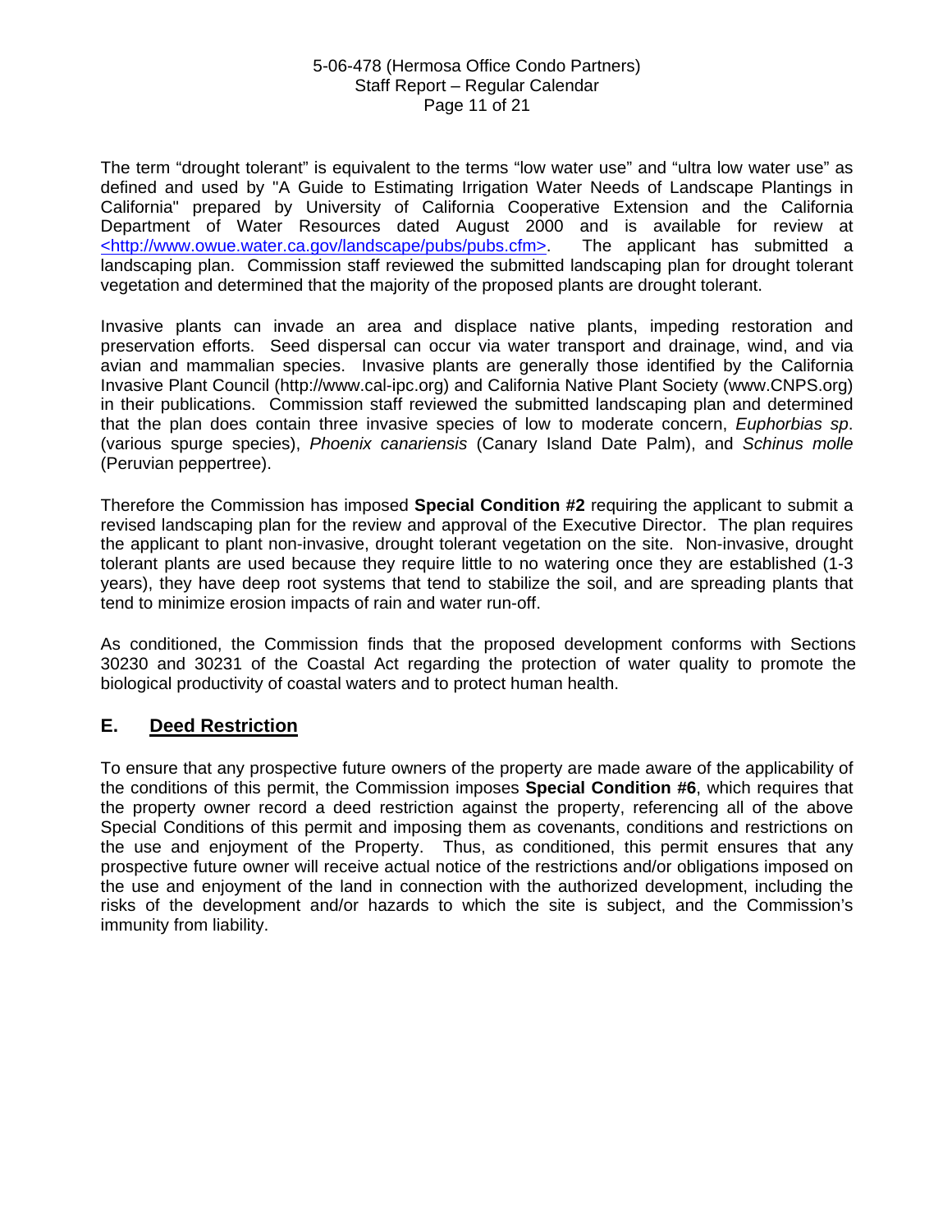The term "drought tolerant" is equivalent to the terms "low water use" and "ultra low water use" as defined and used by "A Guide to Estimating Irrigation Water Needs of Landscape Plantings in California" prepared by University of California Cooperative Extension and the California Department of Water Resources dated August 2000 and is available for review at <http://www.owue.water.ca.gov/landscape/pubs/pubs.cfm>. The applicant has submitted a landscaping plan. Commission staff reviewed the submitted landscaping plan for drought tolerant vegetation and determined that the majority of the proposed plants are drought tolerant.

Invasive plants can invade an area and displace native plants, impeding restoration and preservation efforts. Seed dispersal can occur via water transport and drainage, wind, and via avian and mammalian species. Invasive plants are generally those identified by the California Invasive Plant Council (http://www.cal-ipc.org) and California Native Plant Society (www.CNPS.org) in their publications. Commission staff reviewed the submitted landscaping plan and determined that the plan does contain three invasive species of low to moderate concern, *Euphorbias sp*. (various spurge species), *Phoenix canariensis* (Canary Island Date Palm), and *Schinus molle* (Peruvian peppertree).

Therefore the Commission has imposed **Special Condition #2** requiring the applicant to submit a revised landscaping plan for the review and approval of the Executive Director. The plan requires the applicant to plant non-invasive, drought tolerant vegetation on the site. Non-invasive, drought tolerant plants are used because they require little to no watering once they are established (1-3 years), they have deep root systems that tend to stabilize the soil, and are spreading plants that tend to minimize erosion impacts of rain and water run-off.

As conditioned, the Commission finds that the proposed development conforms with Sections 30230 and 30231 of the Coastal Act regarding the protection of water quality to promote the biological productivity of coastal waters and to protect human health.

## E. Deed Restriction

To ensure that any prospective future owners of the property are made aware of the applicability of the conditions of this permit, the Commission imposes **Special Condition #6**, which requires that the property owner record a deed restriction against the property, referencing all of the above Special Conditions of this permit and imposing them as covenants, conditions and restrictions on the use and enjoyment of the Property. Thus, as conditioned, this permit ensures that any prospective future owner will receive actual notice of the restrictions and/or obligations imposed on the use and enjoyment of the land in connection with the authorized development, including the risks of the development and/or hazards to which the site is subject, and the Commission's immunity from liability.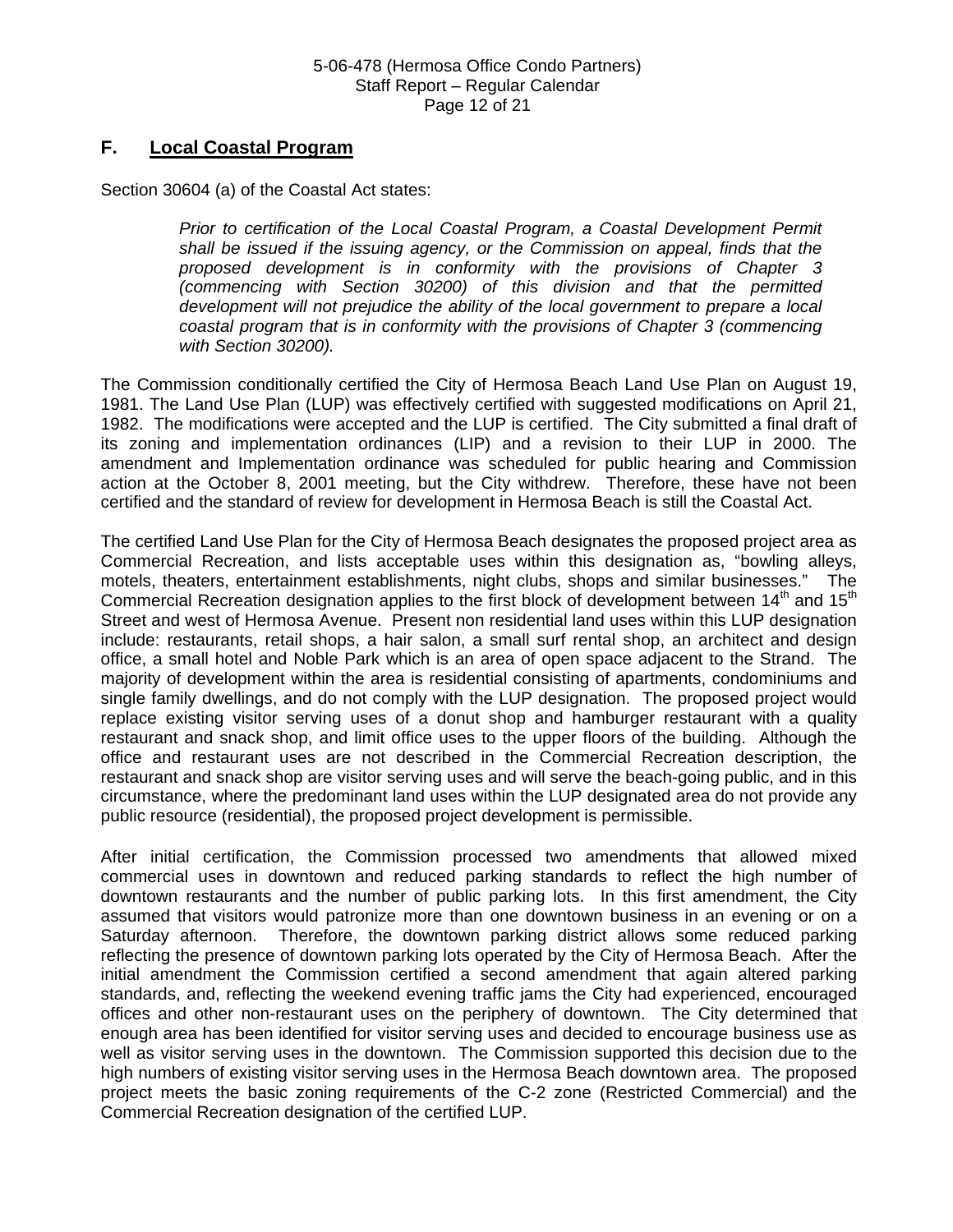## F. Local Coastal Program

Section 30604 (a) of the Coastal Act states:

> *Prior to certification of the Local Coastal Program, a Coastal Development Permit shall be issued if the issuing agency, or the Commission on appeal, finds that the proposed development is in conformity with the provisions of Chapter 3 (commencing with Section 30200) of this division and that the permitted development will not prejudice the ability of the local government to prepare a local coastal program that is in conformity with the provisions of Chapter 3 (commencing with Section 30200).*

The Commission conditionally certified the City of Hermosa Beach Land Use Plan on August 19, 1981. The Land Use Plan (LUP) was effectively certified with suggested modifications on April 21, 1982. The modifications were accepted and the LUP is certified. The City submitted a final draft of its zoning and implementation ordinances (LIP) and a revision to their LUP in 2000. The amendment and Implementation ordinance was scheduled for public hearing and Commission action at the October 8, 2001 meeting, but the City withdrew. Therefore, these have not been certified and the standard of review for development in Hermosa Beach is still the Coastal Act.

The certified Land Use Plan for the City of Hermosa Beach designates the proposed project area as Commercial Recreation, and lists acceptable uses within this designation as, "bowling alleys, motels, theaters, entertainment establishments, night clubs, shops and similar businesses." The Commercial Recreation designation applies to the first block of development between 14th and 15th Street and west of Hermosa Avenue. Present non residential land uses within this LUP designation include: restaurants, retail shops, a hair salon, a small surf rental shop, an architect and design office, a small hotel and Noble Park which is an area of open space adjacent to the Strand. The majority of development within the area is residential consisting of apartments, condominiums and single family dwellings, and do not comply with the LUP designation. The proposed project would replace existing visitor serving uses of a donut shop and hamburger restaurant with a quality restaurant and snack shop, and limit office uses to the upper floors of the building. Although the office and restaurant uses are not described in the Commercial Recreation description, the restaurant and snack shop are visitor serving uses and will serve the beach-going public, and in this circumstance, where the predominant land uses within the LUP designated area do not provide any public resource (residential), the proposed project development is permissible.

After initial certification, the Commission processed two amendments that allowed mixed commercial uses in downtown and reduced parking standards to reflect the high number of downtown restaurants and the number of public parking lots. In this first amendment, the City assumed that visitors would patronize more than one downtown business in an evening or on a Saturday afternoon. Therefore, the downtown parking district allows some reduced parking reflecting the presence of downtown parking lots operated by the City of Hermosa Beach. After the initial amendment the Commission certified a second amendment that again altered parking standards, and, reflecting the weekend evening traffic jams the City had experienced, encouraged offices and other non-restaurant uses on the periphery of downtown. The City determined that enough area has been identified for visitor serving uses and decided to encourage business use as well as visitor serving uses in the downtown. The Commission supported this decision due to the high numbers of existing visitor serving uses in the Hermosa Beach downtown area. The proposed project meets the basic zoning requirements of the C-2 zone (Restricted Commercial) and the Commercial Recreation designation of the certified LUP.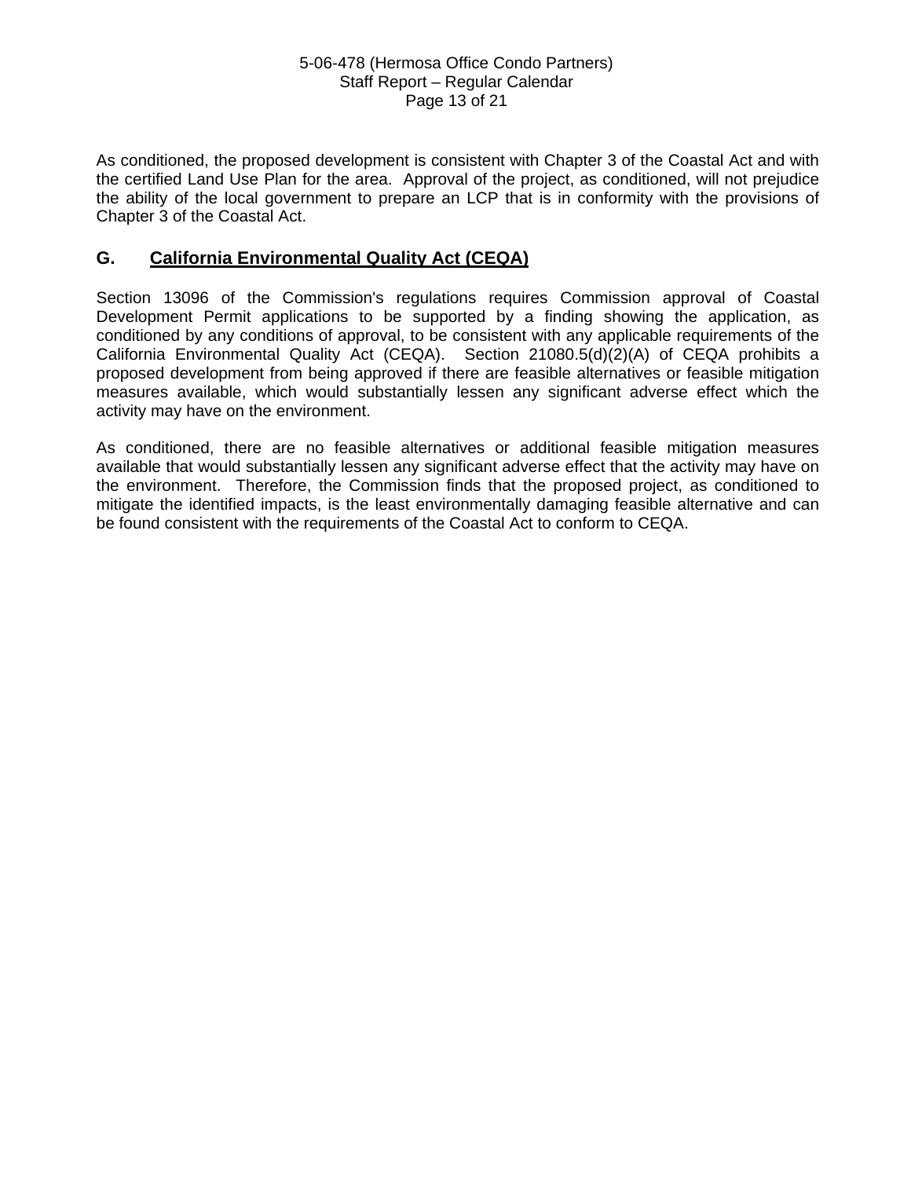As conditioned, the proposed development is consistent with Chapter 3 of the Coastal Act and with the certified Land Use Plan for the area. Approval of the project, as conditioned, will not prejudice the ability of the local government to prepare an LCP that is in conformity with the provisions of Chapter 3 of the Coastal Act.

## G. California Environmental Quality Act (CEQA)

Section 13096 of the Commission's regulations requires Commission approval of Coastal Development Permit applications to be supported by a finding showing the application, as conditioned by any conditions of approval, to be consistent with any applicable requirements of the California Environmental Quality Act (CEQA). Section 21080.5(d)(2)(A) of CEQA prohibits a proposed development from being approved if there are feasible alternatives or feasible mitigation measures available, which would substantially lessen any significant adverse effect which the activity may have on the environment.

As conditioned, there are no feasible alternatives or additional feasible mitigation measures available that would substantially lessen any significant adverse effect that the activity may have on the environment. Therefore, the Commission finds that the proposed project, as conditioned to mitigate the identified impacts, is the least environmentally damaging feasible alternative and can be found consistent with the requirements of the Coastal Act to conform to CEQA.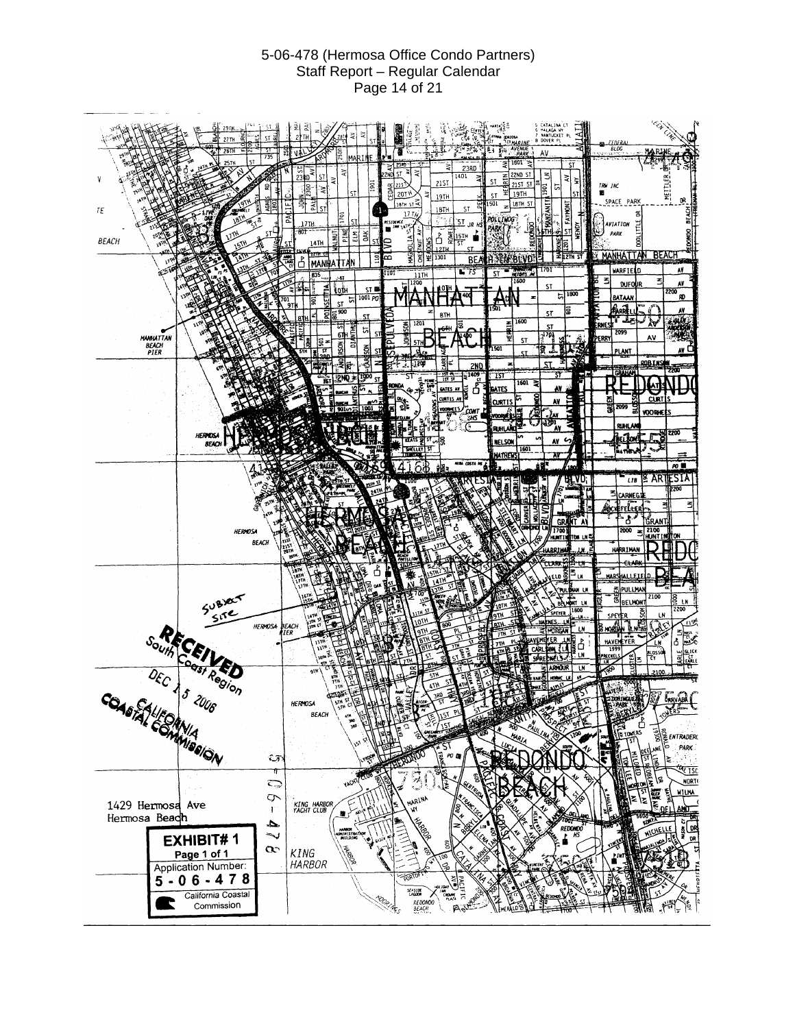SUBJECT SITE

RECEIVED
South Coast Region

DEC 15 2006

CALIFORNIA
COASTAL COMMISSION

1429 Hermosa Ave
Hermosa Beach

5-06-478

**EXHIBIT# 1**

Page 1 of 1

Application Number:

**5-06-478**

California Coastal Commission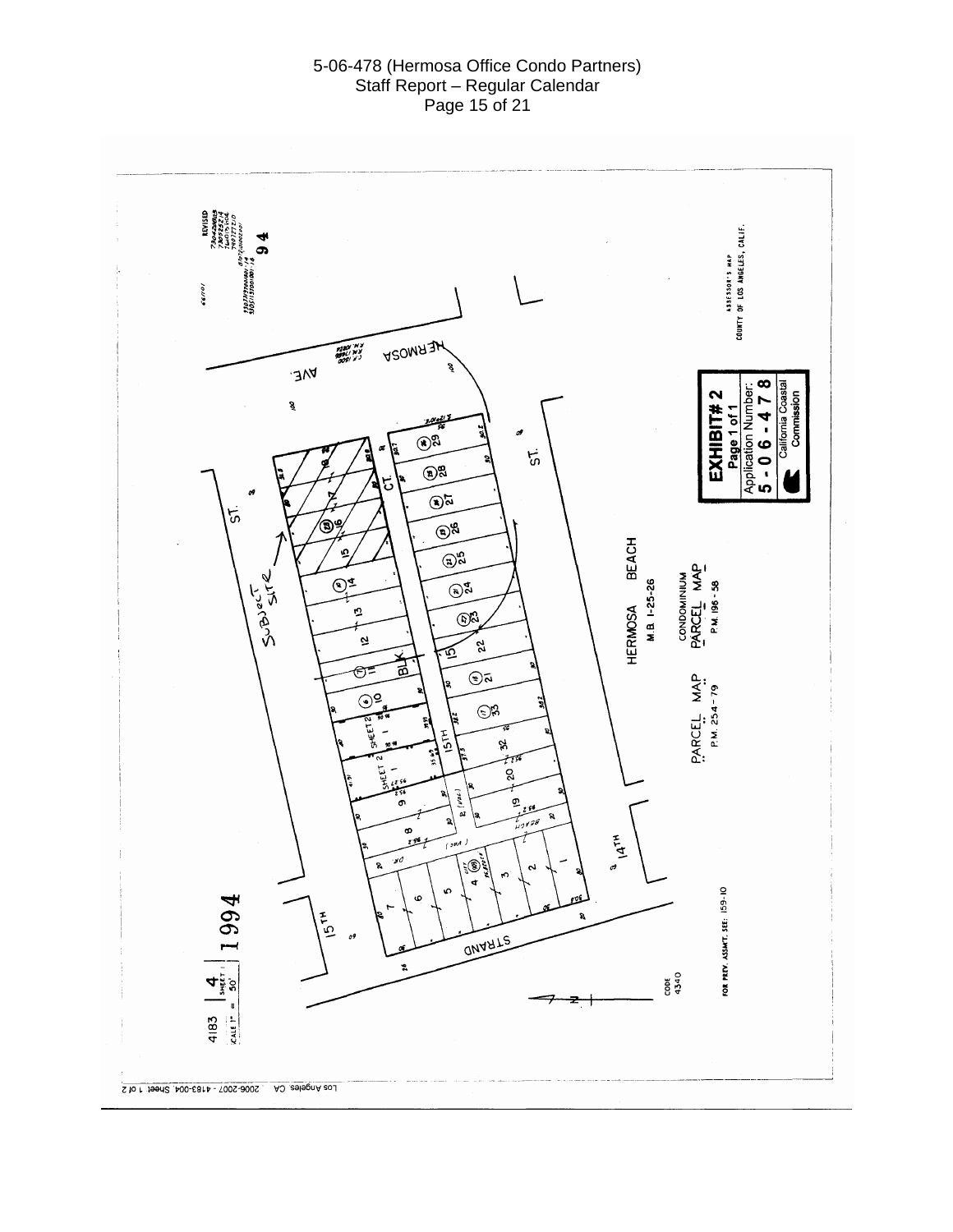EXHIBIT# 2
Page 1 of 1
Application Number:
5-06-478
California Coastal Commission

ASSESSOR'S MAP
COUNTY OF LOS ANGELES, CALIF.

4183 | 4 SHEET 1 | 1994
SCALE 1" = 50'

HERMOSA BEACH
M.B. 1-25-26

CONDOMINIUM
PARCEL MAP
P.M. 196-58

PARCEL MAP
P.M. 254-79

SUBJECT SITE

HERMOSA AVE.

15TH ST.

15TH CT.

14TH ST.

STRAND

CODE
4340

FOR PREV. ASSMT. SEE: 159-10

Los Angeles, CA 2006-2007 - 4183-004 Sheet 1 of 2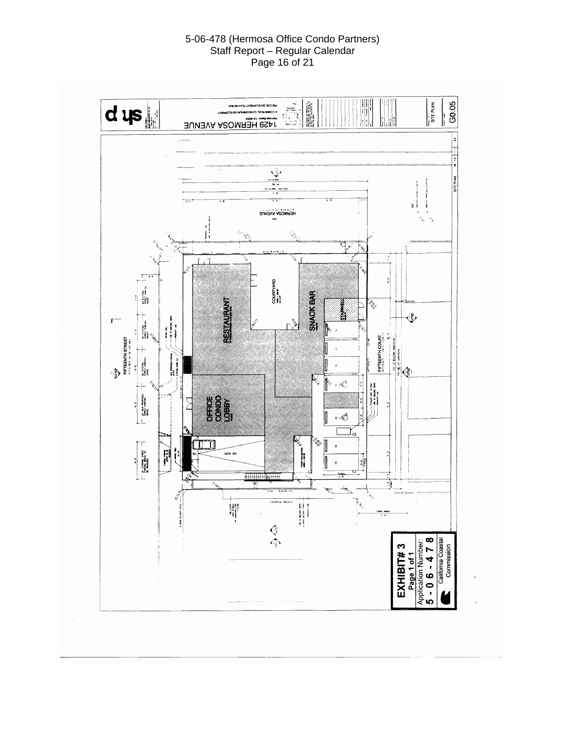# 1429 HERMOSA AVENUE

PRECISE DEVELOPMENT PLAN REVIEW

A COMMERCIAL CONDOMINIUM DEVELOPMENT

Hermosa Beach, CA 90254

SITE PLAN

G0.05

HERMOSA AVENUE

FIFTEENTH STREET

FIFTEENTH COURT

RESTAURANT

COURTYARD

SNACK BAR

STAIRWELL

OFFICE CONDO LOBBY

**EXHIBIT# 3**

Page 1 of 1

Application Number:

**5-06-478**

California Coastal Commission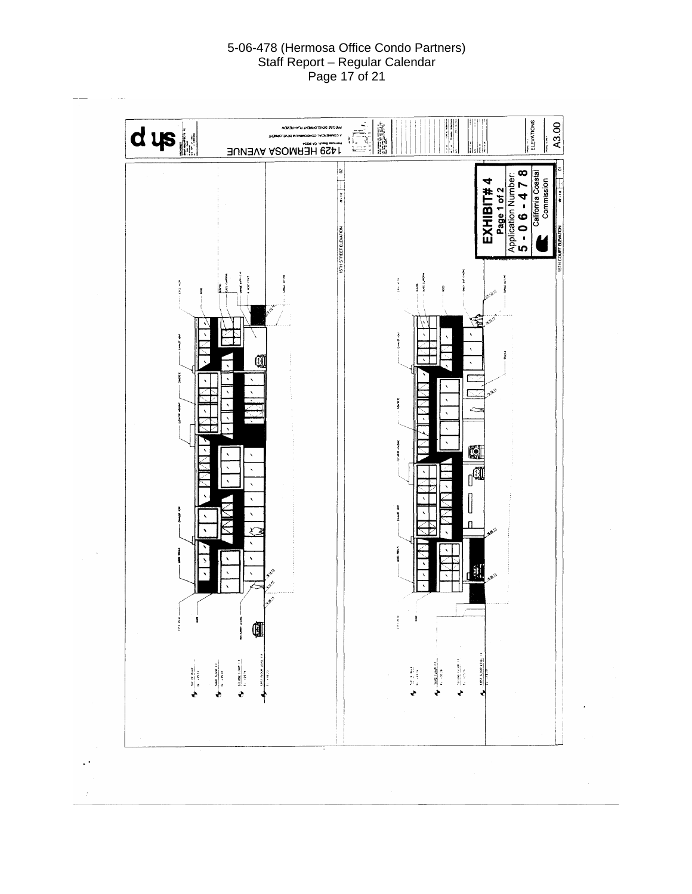EXHIBIT# 4
Page 1 of 2

Application Number:
5-06-478

California Coastal Commission

15TH STREET ELEVATION

15TH COURT ELEVATION

1429 HERMOSA AVENUE

ELEVATIONS

A3.00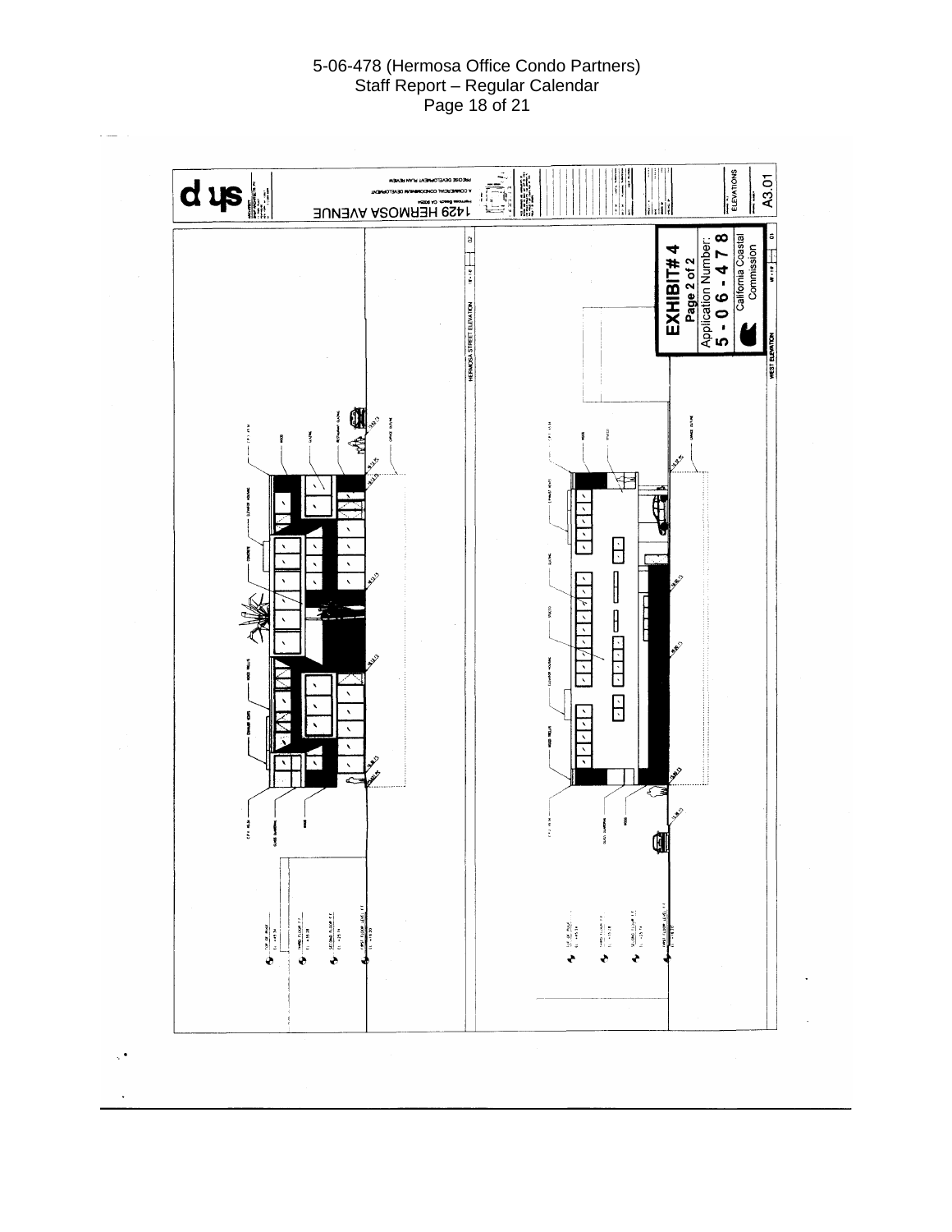EXHIBIT# 4
Page 2 of 2
Application Number:
5-06-478
California Coastal Commission

HERMOSA STREET ELEVATION

WEST ELEVATION

1429 HERMOSA AVENUE

PRECISE DEVELOPMENT PLAN REVIEW
A COMMERCIAL CONDOMINIUM DEVELOPMENT
Hermosa Beach, CA 90254

ELEVATIONS

A3.01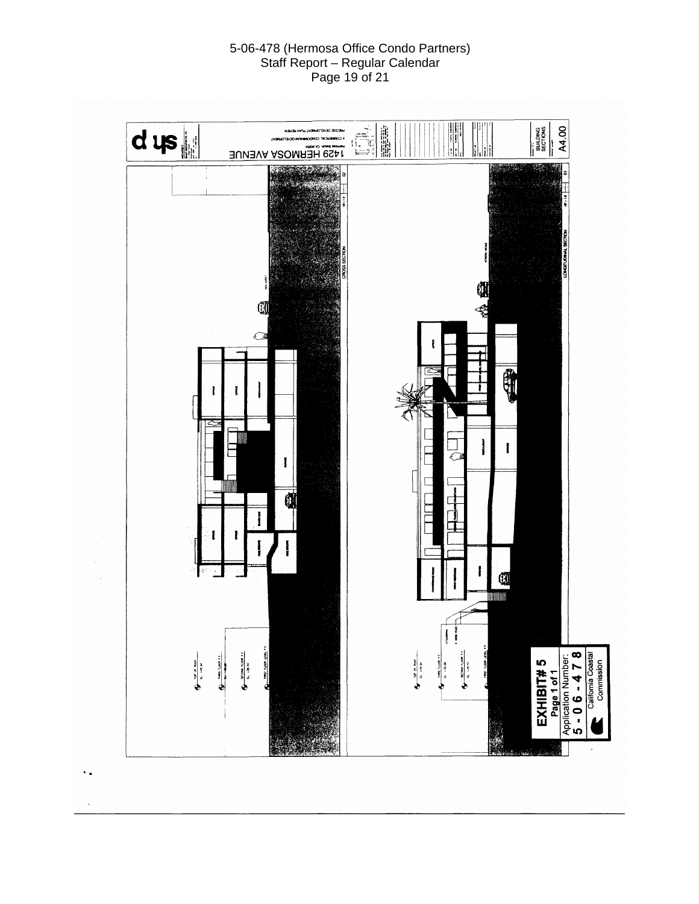1429 HERMOSA AVENUE

PRECISE DEVELOPMENT PLAN REVIEW

A COMMERCIAL CONDOMINIUM DEVELOPMENT

Hermosa Beach, CA 90254

CROSS SECTION

LONGITUDINAL SECTION

BUILDING SECTIONS

A4.00

**EXHIBIT# 5**

**Page 1 of 1**

Application Number:

**5-06-478**

California Coastal Commission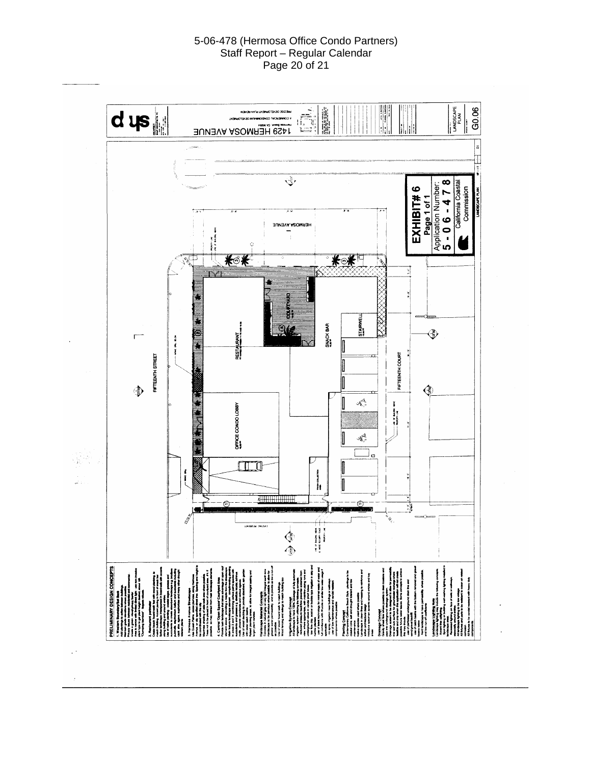**EXHIBIT# 6**
**Page 1 of 1**

Application Number:
**5-06-478**

California Coastal Commission

1429 HERMOSA AVENUE

LANDSCAPE PLAN

G0.06

HERMOSA AVENUE

FIFTEENTH STREET

FIFTEENTH COURT

RESTAURANT

COURTYARD

SNACK BAR

STAIRWELL

OFFICE CONDO LOBBY

TRASH COLLECTION

## PRELIMINARY DESIGN CONCEPTS

1. Western Boundary/Set Back

2. Restaurant perimeter

3. Hermosa Avenue Streetscape

4. Central 'Open Space' Courtyard Area

Hardscape Material Concepts

Irrigation System Concept

Planting Concept

Drainage Concept

Landscape Lighting Note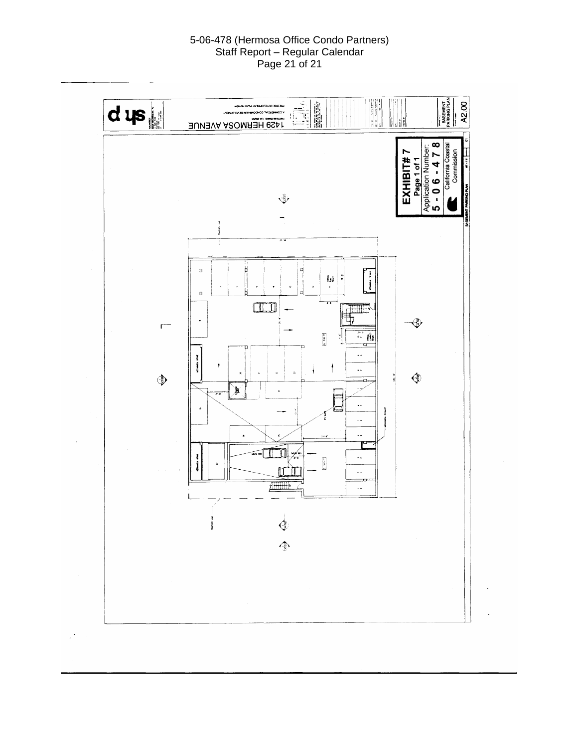EXHIBIT# 7

Page 1 of 1

Application Number:

5 - 0 6 - 4 7 8

California Coastal Commission

1429 HERMOSA AVENUE

BASEMENT PARKING PLAN

A2.00

BASEMENT PARKING PLAN